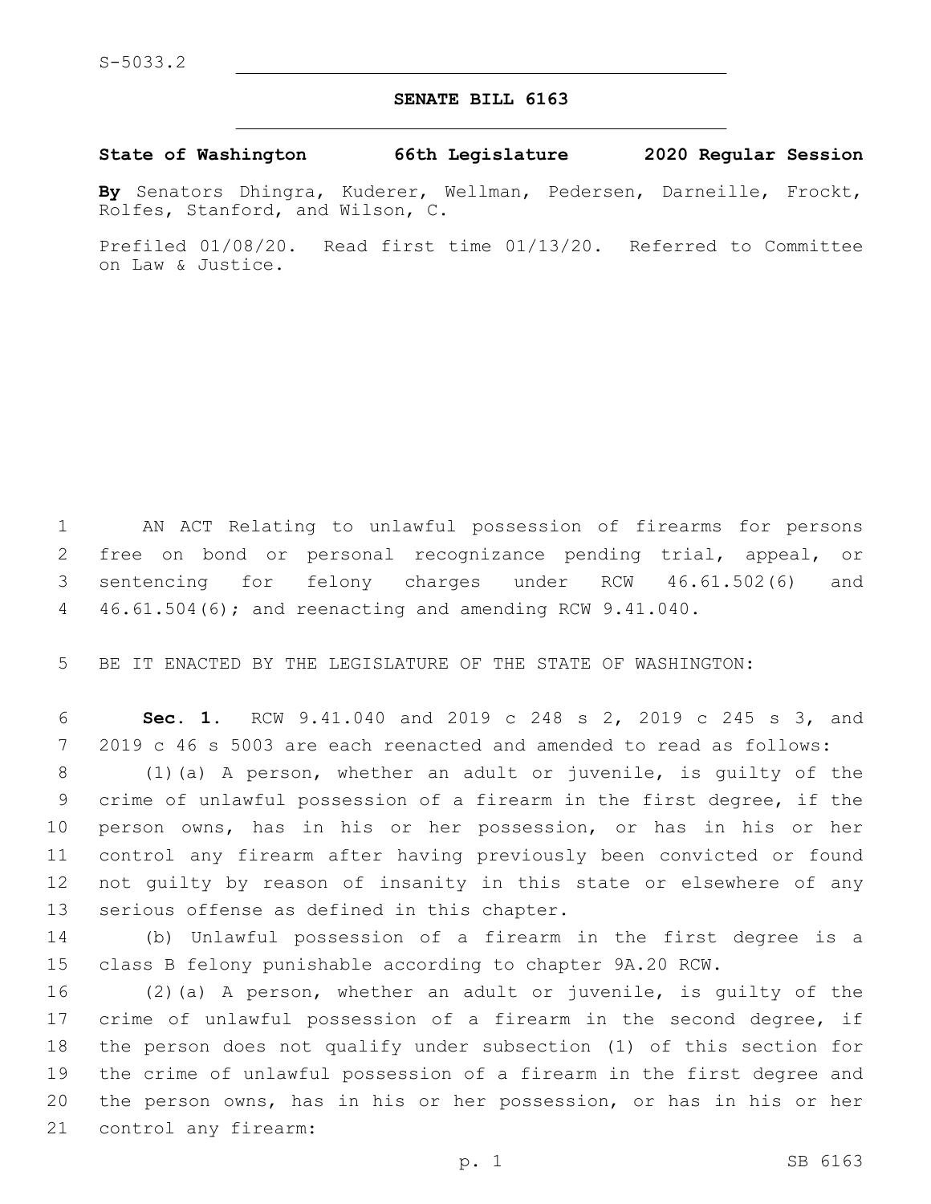S-5033.2

## SENATE BILL 6163

**State of Washington 66th Legislature 2020 Regular Session**

**By** Senators Dhingra, Kuderer, Wellman, Pedersen, Darneille, Frockt, Rolfes, Stanford, and Wilson, C.

Prefiled 01/08/20. Read first time 01/13/20. Referred to Committee on Law & Justice.

AN ACT Relating to unlawful possession of firearms for persons free on bond or personal recognizance pending trial, appeal, or sentencing for felony charges under RCW 46.61.502(6) and 46.61.504(6); and reenacting and amending RCW 9.41.040.

BE IT ENACTED BY THE LEGISLATURE OF THE STATE OF WASHINGTON:

**Sec. 1.** RCW 9.41.040 and 2019 c 248 s 2, 2019 c 245 s 3, and 2019 c 46 s 5003 are each reenacted and amended to read as follows:

(1)(a) A person, whether an adult or juvenile, is guilty of the crime of unlawful possession of a firearm in the first degree, if the person owns, has in his or her possession, or has in his or her control any firearm after having previously been convicted or found not guilty by reason of insanity in this state or elsewhere of any serious offense as defined in this chapter.

(b) Unlawful possession of a firearm in the first degree is a class B felony punishable according to chapter 9A.20 RCW.

(2)(a) A person, whether an adult or juvenile, is guilty of the crime of unlawful possession of a firearm in the second degree, if the person does not qualify under subsection (1) of this section for the crime of unlawful possession of a firearm in the first degree and the person owns, has in his or her possession, or has in his or her control any firearm: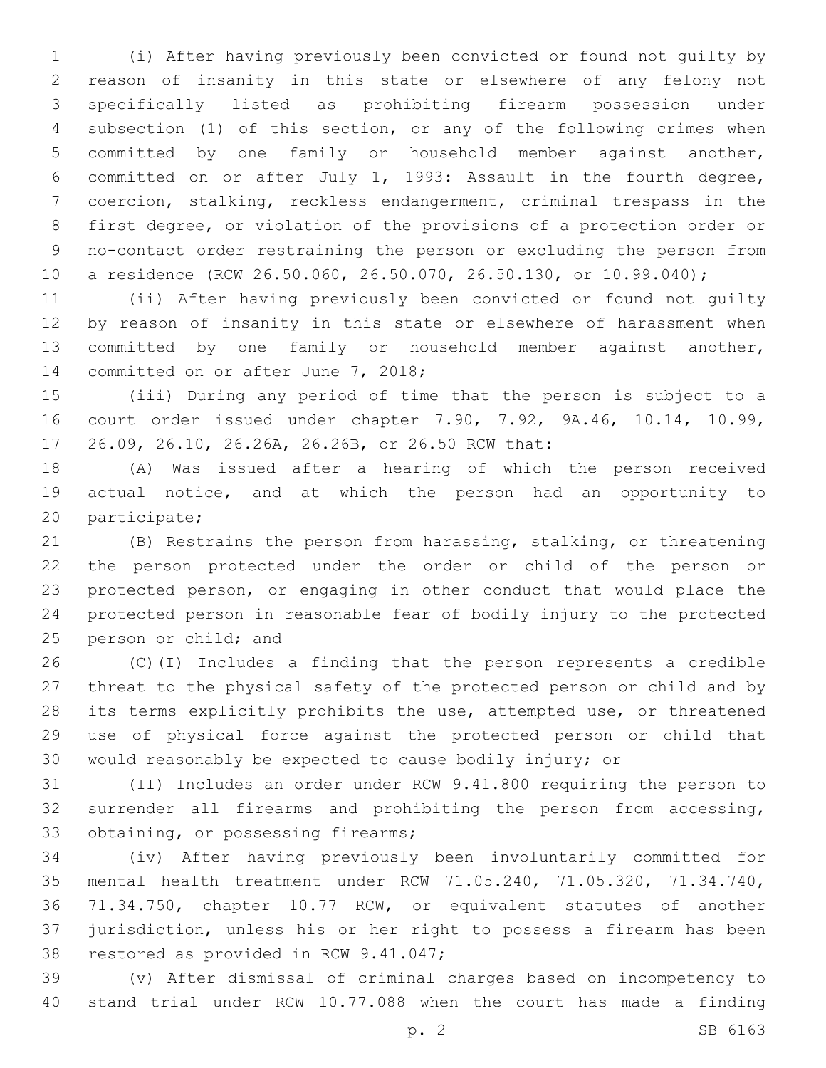(i) After having previously been convicted or found not guilty by reason of insanity in this state or elsewhere of any felony not specifically listed as prohibiting firearm possession under subsection (1) of this section, or any of the following crimes when committed by one family or household member against another, committed on or after July 1, 1993: Assault in the fourth degree, coercion, stalking, reckless endangerment, criminal trespass in the first degree, or violation of the provisions of a protection order or no-contact order restraining the person or excluding the person from a residence (RCW 26.50.060, 26.50.070, 26.50.130, or 10.99.040);

(ii) After having previously been convicted or found not guilty by reason of insanity in this state or elsewhere of harassment when committed by one family or household member against another, committed on or after June 7, 2018;

(iii) During any period of time that the person is subject to a court order issued under chapter 7.90, 7.92, 9A.46, 10.14, 10.99, 26.09, 26.10, 26.26A, 26.26B, or 26.50 RCW that:

(A) Was issued after a hearing of which the person received actual notice, and at which the person had an opportunity to participate;

(B) Restrains the person from harassing, stalking, or threatening the person protected under the order or child of the person or protected person, or engaging in other conduct that would place the protected person in reasonable fear of bodily injury to the protected person or child; and

(C)(I) Includes a finding that the person represents a credible threat to the physical safety of the protected person or child and by its terms explicitly prohibits the use, attempted use, or threatened use of physical force against the protected person or child that would reasonably be expected to cause bodily injury; or

(II) Includes an order under RCW 9.41.800 requiring the person to surrender all firearms and prohibiting the person from accessing, obtaining, or possessing firearms;

(iv) After having previously been involuntarily committed for mental health treatment under RCW 71.05.240, 71.05.320, 71.34.740, 71.34.750, chapter 10.77 RCW, or equivalent statutes of another jurisdiction, unless his or her right to possess a firearm has been restored as provided in RCW 9.41.047;

(v) After dismissal of criminal charges based on incompetency to stand trial under RCW 10.77.088 when the court has made a finding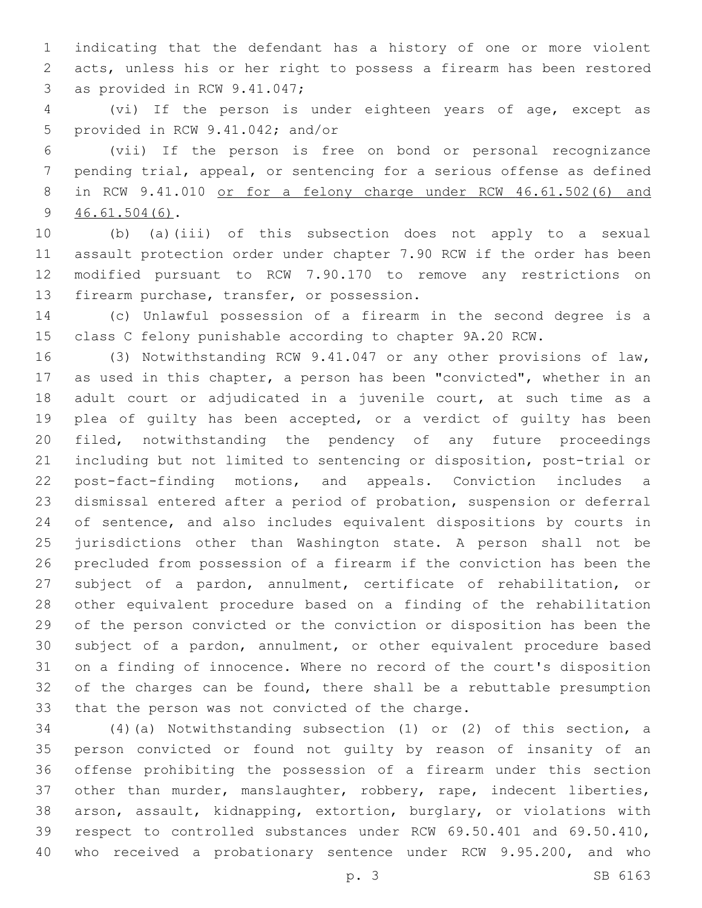indicating that the defendant has a history of one or more violent acts, unless his or her right to possess a firearm has been restored as provided in RCW 9.41.047;

(vi) If the person is under eighteen years of age, except as provided in RCW 9.41.042; and/or

(vii) If the person is free on bond or personal recognizance pending trial, appeal, or sentencing for a serious offense as defined in RCW 9.41.010 <u>or for a felony charge under RCW 46.61.502(6) and 46.61.504(6)</u>.

(b) (a)(iii) of this subsection does not apply to a sexual assault protection order under chapter 7.90 RCW if the order has been modified pursuant to RCW 7.90.170 to remove any restrictions on firearm purchase, transfer, or possession.

(c) Unlawful possession of a firearm in the second degree is a class C felony punishable according to chapter 9A.20 RCW.

(3) Notwithstanding RCW 9.41.047 or any other provisions of law, as used in this chapter, a person has been "convicted", whether in an adult court or adjudicated in a juvenile court, at such time as a plea of guilty has been accepted, or a verdict of guilty has been filed, notwithstanding the pendency of any future proceedings including but not limited to sentencing or disposition, post-trial or post-fact-finding motions, and appeals. Conviction includes a dismissal entered after a period of probation, suspension or deferral of sentence, and also includes equivalent dispositions by courts in jurisdictions other than Washington state. A person shall not be precluded from possession of a firearm if the conviction has been the subject of a pardon, annulment, certificate of rehabilitation, or other equivalent procedure based on a finding of the rehabilitation of the person convicted or the conviction or disposition has been the subject of a pardon, annulment, or other equivalent procedure based on a finding of innocence. Where no record of the court's disposition of the charges can be found, there shall be a rebuttable presumption that the person was not convicted of the charge.

(4)(a) Notwithstanding subsection (1) or (2) of this section, a person convicted or found not guilty by reason of insanity of an offense prohibiting the possession of a firearm under this section other than murder, manslaughter, robbery, rape, indecent liberties, arson, assault, kidnapping, extortion, burglary, or violations with respect to controlled substances under RCW 69.50.401 and 69.50.410, who received a probationary sentence under RCW 9.95.200, and who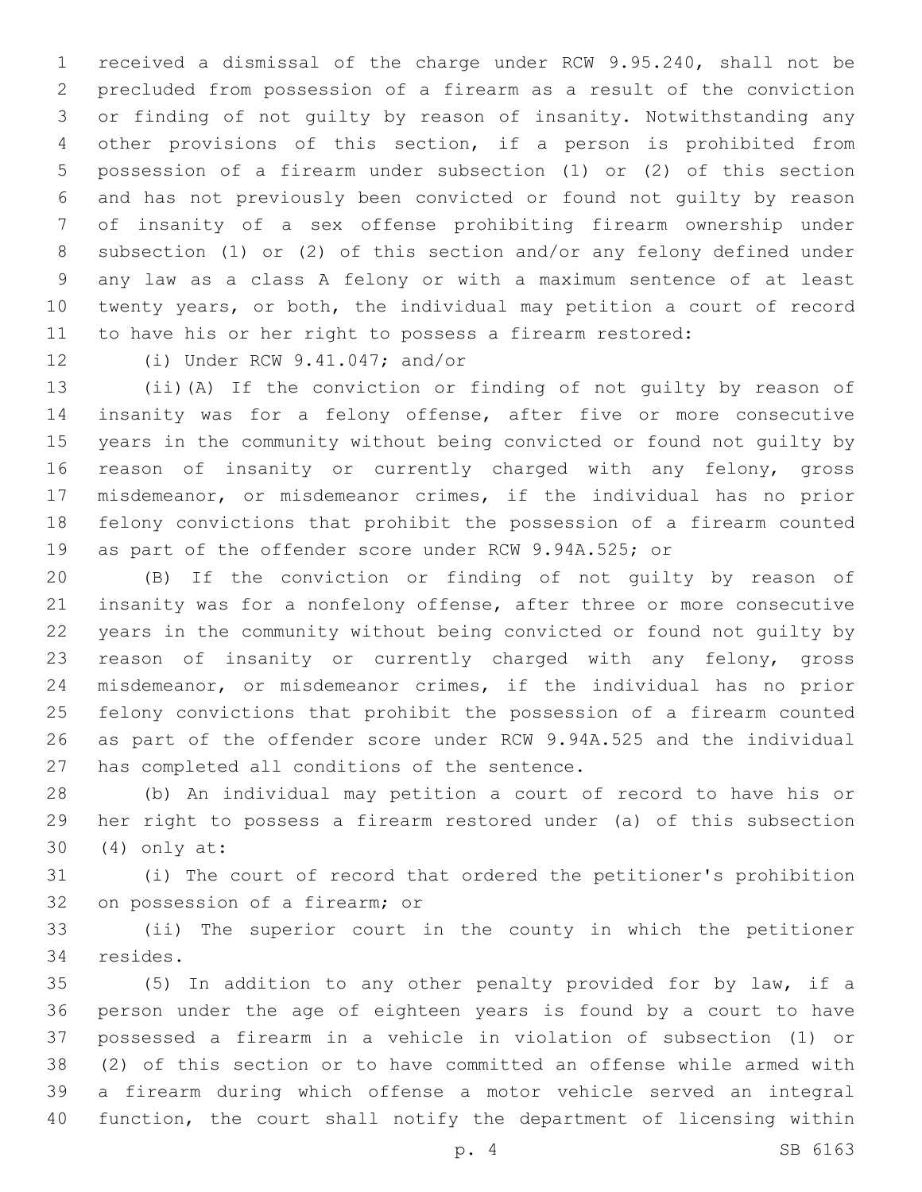received a dismissal of the charge under RCW 9.95.240, shall not be precluded from possession of a firearm as a result of the conviction or finding of not guilty by reason of insanity. Notwithstanding any other provisions of this section, if a person is prohibited from possession of a firearm under subsection (1) or (2) of this section and has not previously been convicted or found not guilty by reason of insanity of a sex offense prohibiting firearm ownership under subsection (1) or (2) of this section and/or any felony defined under any law as a class A felony or with a maximum sentence of at least twenty years, or both, the individual may petition a court of record to have his or her right to possess a firearm restored:

(i) Under RCW 9.41.047; and/or

(ii)(A) If the conviction or finding of not guilty by reason of insanity was for a felony offense, after five or more consecutive years in the community without being convicted or found not guilty by reason of insanity or currently charged with any felony, gross misdemeanor, or misdemeanor crimes, if the individual has no prior felony convictions that prohibit the possession of a firearm counted as part of the offender score under RCW 9.94A.525; or

(B) If the conviction or finding of not guilty by reason of insanity was for a nonfelony offense, after three or more consecutive years in the community without being convicted or found not guilty by reason of insanity or currently charged with any felony, gross misdemeanor, or misdemeanor crimes, if the individual has no prior felony convictions that prohibit the possession of a firearm counted as part of the offender score under RCW 9.94A.525 and the individual has completed all conditions of the sentence.

(b) An individual may petition a court of record to have his or her right to possess a firearm restored under (a) of this subsection (4) only at:

(i) The court of record that ordered the petitioner's prohibition on possession of a firearm; or

(ii) The superior court in the county in which the petitioner resides.

(5) In addition to any other penalty provided for by law, if a person under the age of eighteen years is found by a court to have possessed a firearm in a vehicle in violation of subsection (1) or (2) of this section or to have committed an offense while armed with a firearm during which offense a motor vehicle served an integral function, the court shall notify the department of licensing within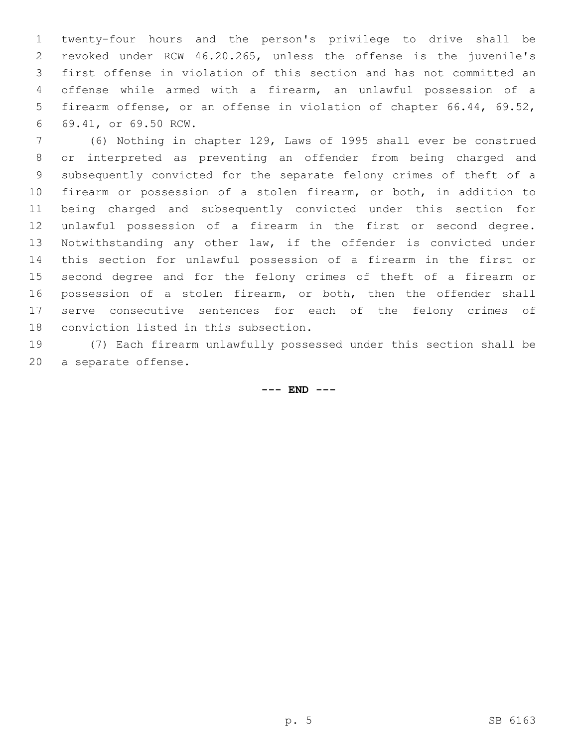twenty-four hours and the person's privilege to drive shall be revoked under RCW 46.20.265, unless the offense is the juvenile's first offense in violation of this section and has not committed an offense while armed with a firearm, an unlawful possession of a firearm offense, or an offense in violation of chapter 66.44, 69.52, 69.41, or 69.50 RCW.

(6) Nothing in chapter 129, Laws of 1995 shall ever be construed or interpreted as preventing an offender from being charged and subsequently convicted for the separate felony crimes of theft of a firearm or possession of a stolen firearm, or both, in addition to being charged and subsequently convicted under this section for unlawful possession of a firearm in the first or second degree. Notwithstanding any other law, if the offender is convicted under this section for unlawful possession of a firearm in the first or second degree and for the felony crimes of theft of a firearm or possession of a stolen firearm, or both, then the offender shall serve consecutive sentences for each of the felony crimes of conviction listed in this subsection.

(7) Each firearm unlawfully possessed under this section shall be a separate offense.

**--- END ---**